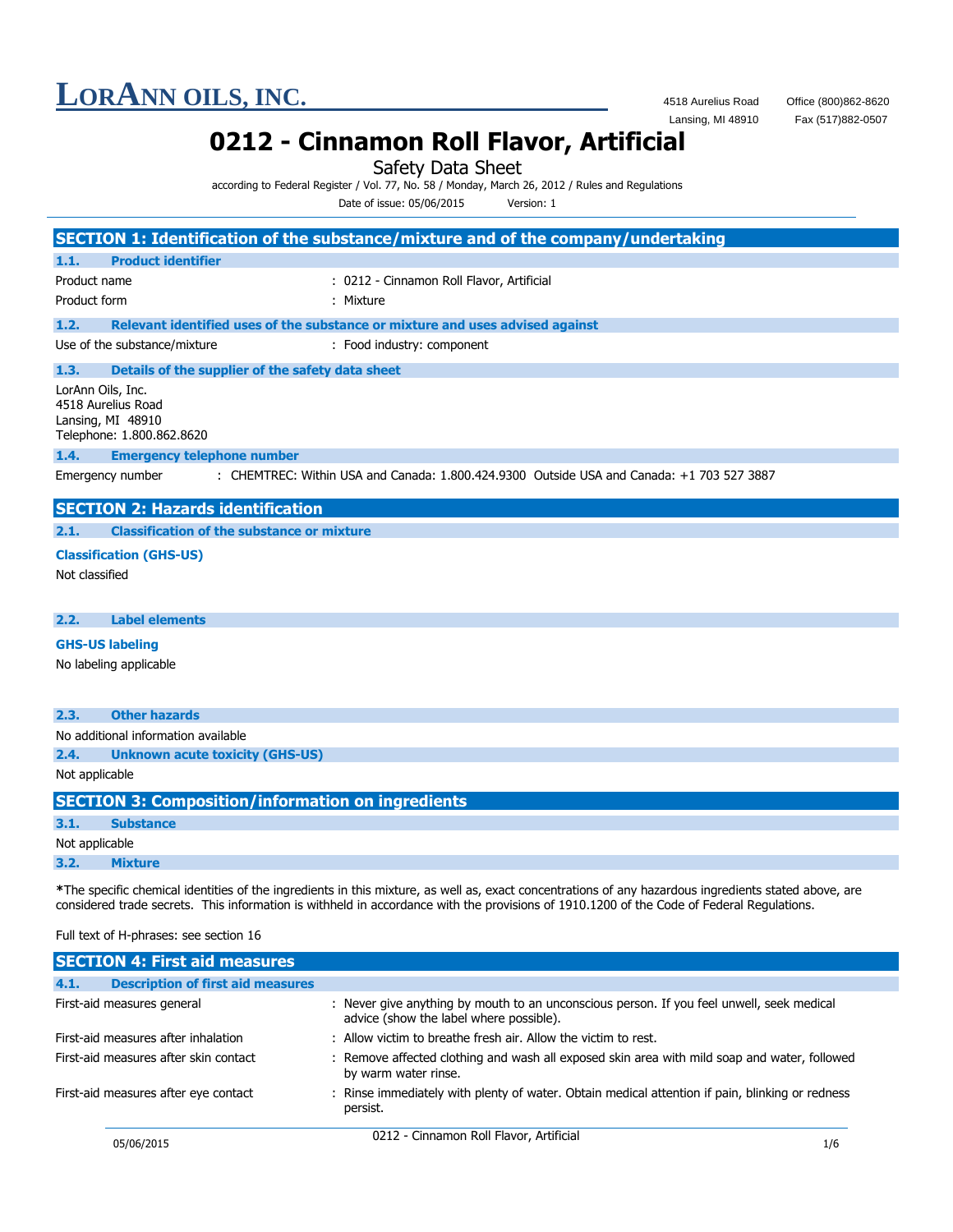# LorAnn Oils, Inc.

4518 Aurelius Road
Lansing, MI 48910

Office (800)862-8620
Fax (517)882-0507

# 0212 - Cinnamon Roll Flavor, Artificial

Safety Data Sheet

according to Federal Register / Vol. 77, No. 58 / Monday, March 26, 2012 / Rules and Regulations

Date of issue: 05/06/2015 Version: 1

## SECTION 1: Identification of the substance/mixture and of the company/undertaking

### 1.1. Product identifier

Product name : 0212 - Cinnamon Roll Flavor, Artificial

Product form : Mixture

### 1.2. Relevant identified uses of the substance or mixture and uses advised against

Use of the substance/mixture : Food industry: component

### 1.3. Details of the supplier of the safety data sheet

LorAnn Oils, Inc.
4518 Aurelius Road
Lansing, MI 48910
Telephone: 1.800.862.8620

### 1.4. Emergency telephone number

Emergency number : CHEMTREC: Within USA and Canada: 1.800.424.9300 Outside USA and Canada: +1 703 527 3887

## SECTION 2: Hazards identification

### 2.1. Classification of the substance or mixture

**Classification (GHS-US)**

Not classified

### 2.2. Label elements

**GHS-US labeling**

No labeling applicable

### 2.3. Other hazards

No additional information available

### 2.4. Unknown acute toxicity (GHS-US)

Not applicable

## SECTION 3: Composition/information on ingredients

### 3.1. Substance

Not applicable

### 3.2. Mixture

***The specific chemical identities of the ingredients in this mixture, as well as, exact concentrations of any hazardous ingredients stated above, are considered trade secrets. This information is withheld in accordance with the provisions of 1910.1200 of the Code of Federal Regulations.**

Full text of H-phrases: see section 16

## SECTION 4: First aid measures

### 4.1. Description of first aid measures

First-aid measures general : Never give anything by mouth to an unconscious person. If you feel unwell, seek medical advice (show the label where possible).

First-aid measures after inhalation : Allow victim to breathe fresh air. Allow the victim to rest.

First-aid measures after skin contact : Remove affected clothing and wash all exposed skin area with mild soap and water, followed by warm water rinse.

First-aid measures after eye contact : Rinse immediately with plenty of water. Obtain medical attention if pain, blinking or redness persist.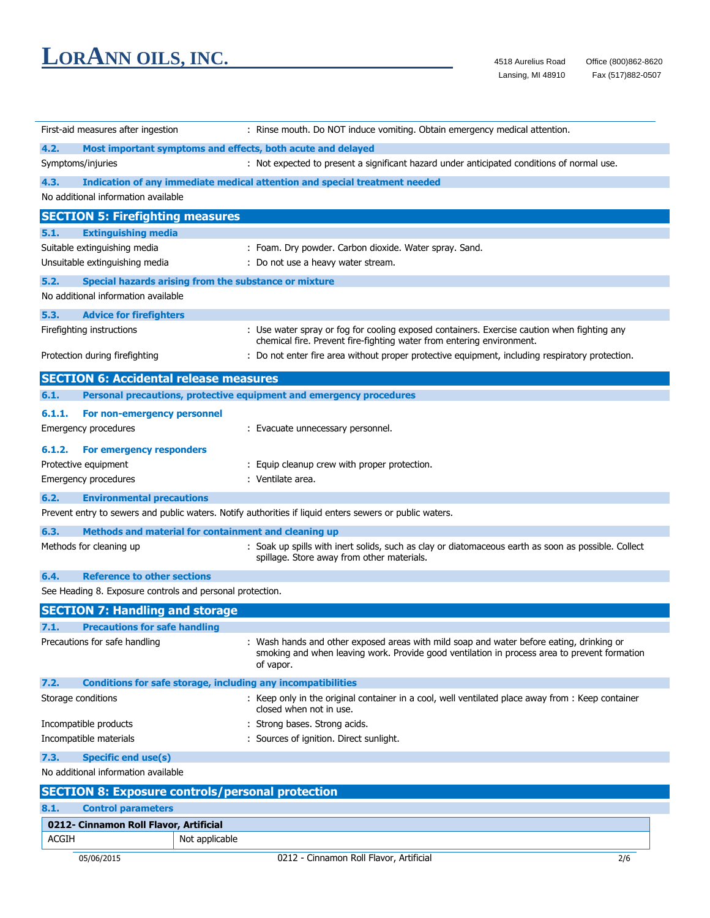First-aid measures after ingestion : Rinse mouth. Do NOT induce vomiting. Obtain emergency medical attention.

**4.2. Most important symptoms and effects, both acute and delayed**

Symptoms/injuries : Not expected to present a significant hazard under anticipated conditions of normal use.

**4.3. Indication of any immediate medical attention and special treatment needed**

No additional information available

## SECTION 5: Firefighting measures

**5.1. Extinguishing media**

Suitable extinguishing media : Foam. Dry powder. Carbon dioxide. Water spray. Sand.

Unsuitable extinguishing media : Do not use a heavy water stream.

**5.2. Special hazards arising from the substance or mixture**

No additional information available

**5.3. Advice for firefighters**

Firefighting instructions : Use water spray or fog for cooling exposed containers. Exercise caution when fighting any chemical fire. Prevent fire-fighting water from entering environment.

Protection during firefighting : Do not enter fire area without proper protective equipment, including respiratory protection.

## SECTION 6: Accidental release measures

**6.1. Personal precautions, protective equipment and emergency procedures**

**6.1.1. For non-emergency personnel**

Emergency procedures : Evacuate unnecessary personnel.

**6.1.2. For emergency responders**

Protective equipment : Equip cleanup crew with proper protection.

Emergency procedures : Ventilate area.

**6.2. Environmental precautions**

Prevent entry to sewers and public waters. Notify authorities if liquid enters sewers or public waters.

**6.3. Methods and material for containment and cleaning up**

Methods for cleaning up : Soak up spills with inert solids, such as clay or diatomaceous earth as soon as possible. Collect spillage. Store away from other materials.

**6.4. Reference to other sections**

See Heading 8. Exposure controls and personal protection.

## SECTION 7: Handling and storage

**7.1. Precautions for safe handling**

Precautions for safe handling : Wash hands and other exposed areas with mild soap and water before eating, drinking or smoking and when leaving work. Provide good ventilation in process area to prevent formation of vapor.

**7.2. Conditions for safe storage, including any incompatibilities**

Storage conditions : Keep only in the original container in a cool, well ventilated place away from : Keep container closed when not in use.

Incompatible products : Strong bases. Strong acids.

Incompatible materials : Sources of ignition. Direct sunlight.

**7.3. Specific end use(s)**

No additional information available

## SECTION 8: Exposure controls/personal protection

**8.1. Control parameters**

| 0212- Cinnamon Roll Flavor, Artificial | |
|---|---|
| ACGIH | Not applicable |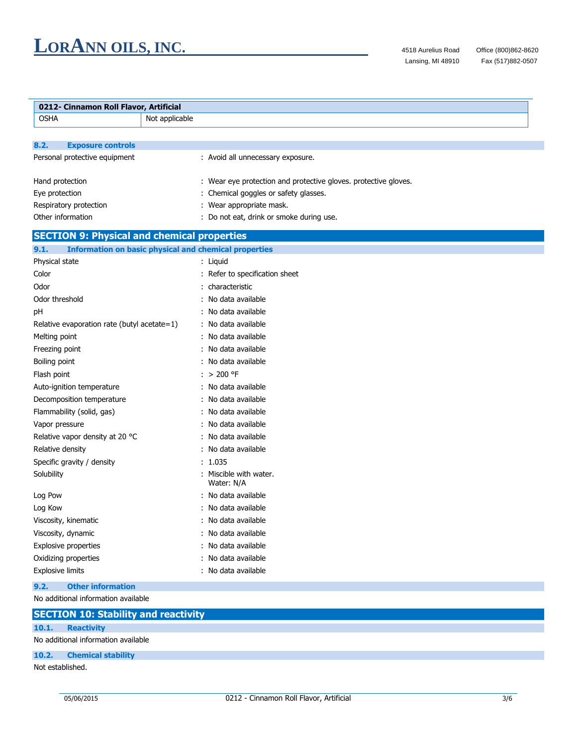| 0212- Cinnamon Roll Flavor, Artificial | |
|---|---|
| OSHA | Not applicable |

### 8.2. Exposure controls

Personal protective equipment : Avoid all unnecessary exposure.

Hand protection : Wear eye protection and protective gloves. protective gloves.

Eye protection : Chemical goggles or safety glasses.

Respiratory protection : Wear appropriate mask.

Other information : Do not eat, drink or smoke during use.

## SECTION 9: Physical and chemical properties

### 9.1. Information on basic physical and chemical properties

Physical state : Liquid

Color : Refer to specification sheet

Odor : characteristic

Odor threshold : No data available

pH : No data available

Relative evaporation rate (butyl acetate=1) : No data available

Melting point : No data available

Freezing point : No data available

Boiling point : No data available

Flash point : > 200 °F

Auto-ignition temperature : No data available

Decomposition temperature : No data available

Flammability (solid, gas) : No data available

Vapor pressure : No data available

Relative vapor density at 20 °C : No data available

Relative density : No data available

Specific gravity / density : 1.035

Solubility : Miscible with water.
Water: N/A

Log Pow : No data available

Log Kow : No data available

Viscosity, kinematic : No data available

Viscosity, dynamic : No data available

Explosive properties : No data available

Oxidizing properties : No data available

Explosive limits : No data available

### 9.2. Other information

No additional information available

## SECTION 10: Stability and reactivity

### 10.1. Reactivity

No additional information available

### 10.2. Chemical stability

Not established.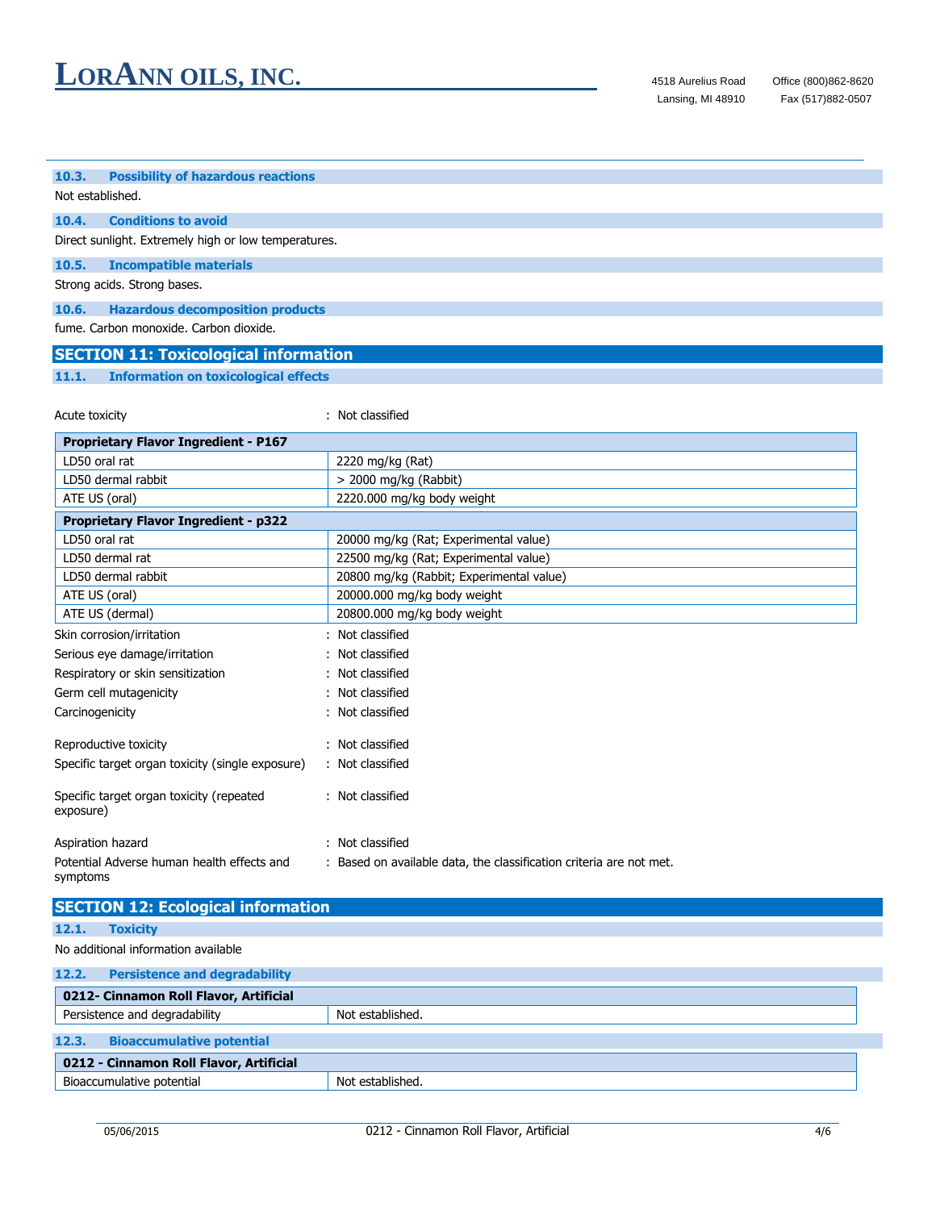### 10.3. Possibility of hazardous reactions

Not established.

### 10.4. Conditions to avoid

Direct sunlight. Extremely high or low temperatures.

### 10.5. Incompatible materials

Strong acids. Strong bases.

### 10.6. Hazardous decomposition products

fume. Carbon monoxide. Carbon dioxide.

## SECTION 11: Toxicological information

### 11.1. Information on toxicological effects

Acute toxicity : Not classified

| **Proprietary Flavor Ingredient - P167** | |
|---|---|
| LD50 oral rat | 2220 mg/kg (Rat) |
| LD50 dermal rabbit | > 2000 mg/kg (Rabbit) |
| ATE US (oral) | 2220.000 mg/kg body weight |

| **Proprietary Flavor Ingredient - p322** | |
|---|---|
| LD50 oral rat | 20000 mg/kg (Rat; Experimental value) |
| LD50 dermal rat | 22500 mg/kg (Rat; Experimental value) |
| LD50 dermal rabbit | 20800 mg/kg (Rabbit; Experimental value) |
| ATE US (oral) | 20000.000 mg/kg body weight |
| ATE US (dermal) | 20800.000 mg/kg body weight |

Skin corrosion/irritation : Not classified

Serious eye damage/irritation : Not classified

Respiratory or skin sensitization : Not classified

Germ cell mutagenicity : Not classified

Carcinogenicity : Not classified

Reproductive toxicity : Not classified

Specific target organ toxicity (single exposure) : Not classified

Specific target organ toxicity (repeated exposure) : Not classified

Aspiration hazard : Not classified

Potential Adverse human health effects and symptoms : Based on available data, the classification criteria are not met.

## SECTION 12: Ecological information

### 12.1. Toxicity

No additional information available

### 12.2. Persistence and degradability

| **0212- Cinnamon Roll Flavor, Artificial** | |
|---|---|
| Persistence and degradability | Not established. |

### 12.3. Bioaccumulative potential

| **0212 - Cinnamon Roll Flavor, Artificial** | |
|---|---|
| Bioaccumulative potential | Not established. |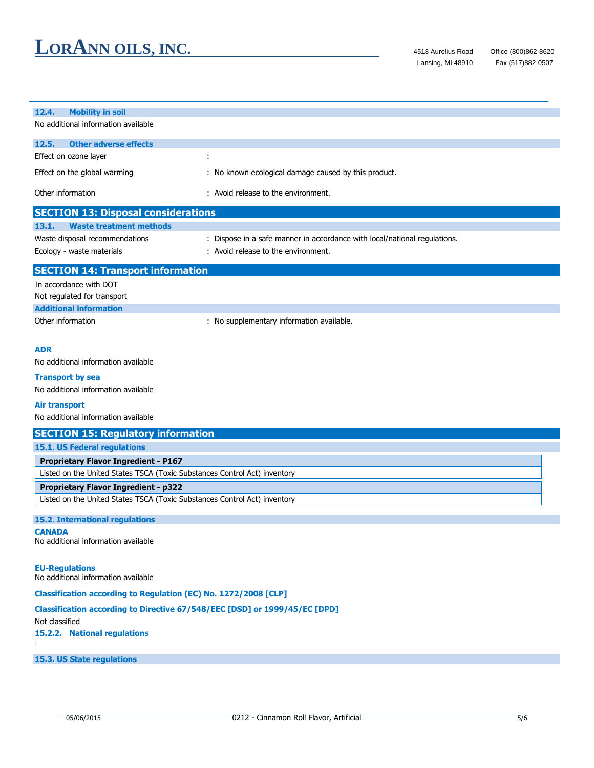### 12.4. Mobility in soil

No additional information available

### 12.5. Other adverse effects

Effect on ozone layer :

Effect on the global warming : No known ecological damage caused by this product.

Other information : Avoid release to the environment.

## SECTION 13: Disposal considerations

### 13.1. Waste treatment methods

Waste disposal recommendations : Dispose in a safe manner in accordance with local/national regulations.

Ecology - waste materials : Avoid release to the environment.

## SECTION 14: Transport information

In accordance with DOT

Not regulated for transport

### Additional information

Other information : No supplementary information available.

**ADR**

No additional information available

**Transport by sea**

No additional information available

**Air transport**

No additional information available

## SECTION 15: Regulatory information

### 15.1. US Federal regulations

| **Proprietary Flavor Ingredient - P167** |
|---|
| Listed on the United States TSCA (Toxic Substances Control Act) inventory |

| **Proprietary Flavor Ingredient - p322** |
|---|
| Listed on the United States TSCA (Toxic Substances Control Act) inventory |

### 15.2. International regulations

**CANADA**

No additional information available

**EU-Regulations**

No additional information available

**Classification according to Regulation (EC) No. 1272/2008 [CLP]**

**Classification according to Directive 67/548/EEC [DSD] or 1999/45/EC [DPD]**

Not classified

### 15.2.2. National regulations

### 15.3. US State regulations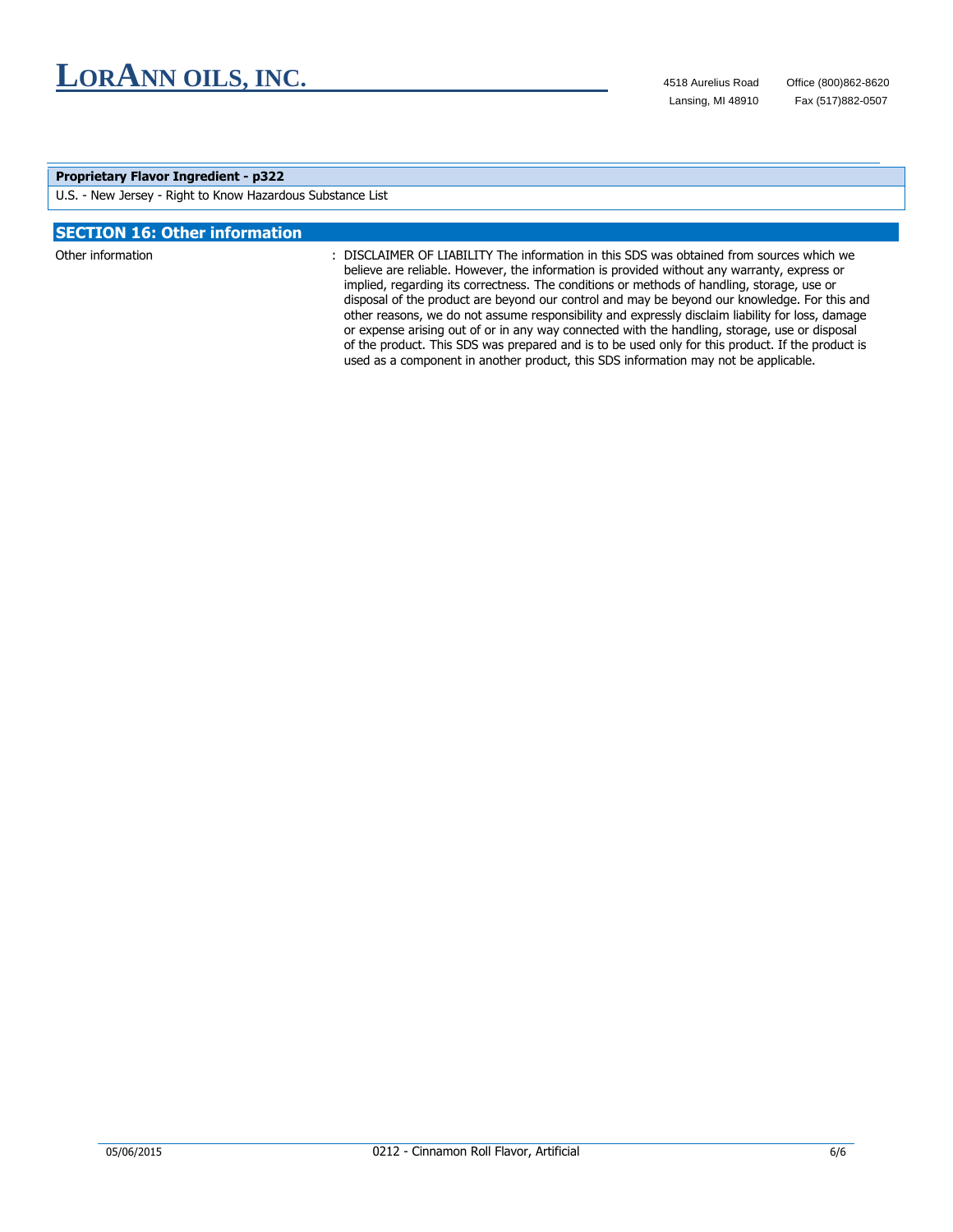**Proprietary Flavor Ingredient - p322**

U.S. - New Jersey - Right to Know Hazardous Substance List

## SECTION 16: Other information

Other information : DISCLAIMER OF LIABILITY The information in this SDS was obtained from sources which we believe are reliable. However, the information is provided without any warranty, express or implied, regarding its correctness. The conditions or methods of handling, storage, use or disposal of the product are beyond our control and may be beyond our knowledge. For this and other reasons, we do not assume responsibility and expressly disclaim liability for loss, damage or expense arising out of or in any way connected with the handling, storage, use or disposal of the product. This SDS was prepared and is to be used only for this product. If the product is used as a component in another product, this SDS information may not be applicable.